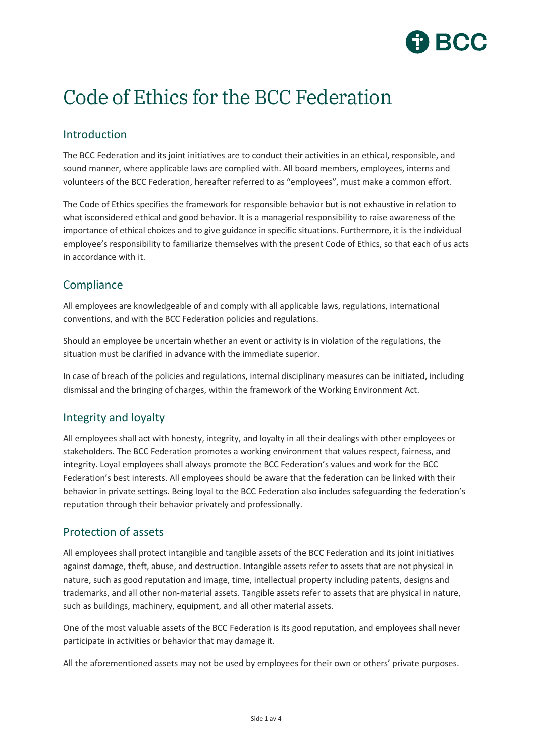# Code of Ethics for the BCC Federation

## Introduction

The BCC Federation and its joint initiatives are to conduct their activities in an ethical, responsible, and sound manner, where applicable laws are complied with. All board members, employees, interns and volunteers of the BCC Federation, hereafter referred to as "employees", must make a common effort.

The Code of Ethics specifies the framework for responsible behavior but is not exhaustive in relation to what isconsidered ethical and good behavior. It is a managerial responsibility to raise awareness of the importance of ethical choices and to give guidance in specific situations. Furthermore, it is the individual employee's responsibility to familiarize themselves with the present Code of Ethics, so that each of us acts in accordance with it.

## Compliance

All employees are knowledgeable of and comply with all applicable laws, regulations, international conventions, and with the BCC Federation policies and regulations.

Should an employee be uncertain whether an event or activity is in violation of the regulations, the situation must be clarified in advance with the immediate superior.

In case of breach of the policies and regulations, internal disciplinary measures can be initiated, including dismissal and the bringing of charges, within the framework of the Working Environment Act.

## Integrity and loyalty

All employees shall act with honesty, integrity, and loyalty in all their dealings with other employees or stakeholders. The BCC Federation promotes a working environment that values respect, fairness, and integrity. Loyal employees shall always promote the BCC Federation's values and work for the BCC Federation's best interests. All employees should be aware that the federation can be linked with their behavior in private settings. Being loyal to the BCC Federation also includes safeguarding the federation's reputation through their behavior privately and professionally.

## Protection of assets

All employees shall protect intangible and tangible assets of the BCC Federation and its joint initiatives against damage, theft, abuse, and destruction. Intangible assets refer to assets that are not physical in nature, such as good reputation and image, time, intellectual property including patents, designs and trademarks, and all other non-material assets. Tangible assets refer to assets that are physical in nature, such as buildings, machinery, equipment, and all other material assets.

One of the most valuable assets of the BCC Federation is its good reputation, and employees shall never participate in activities or behavior that may damage it.

All the aforementioned assets may not be used by employees for their own or others' private purposes.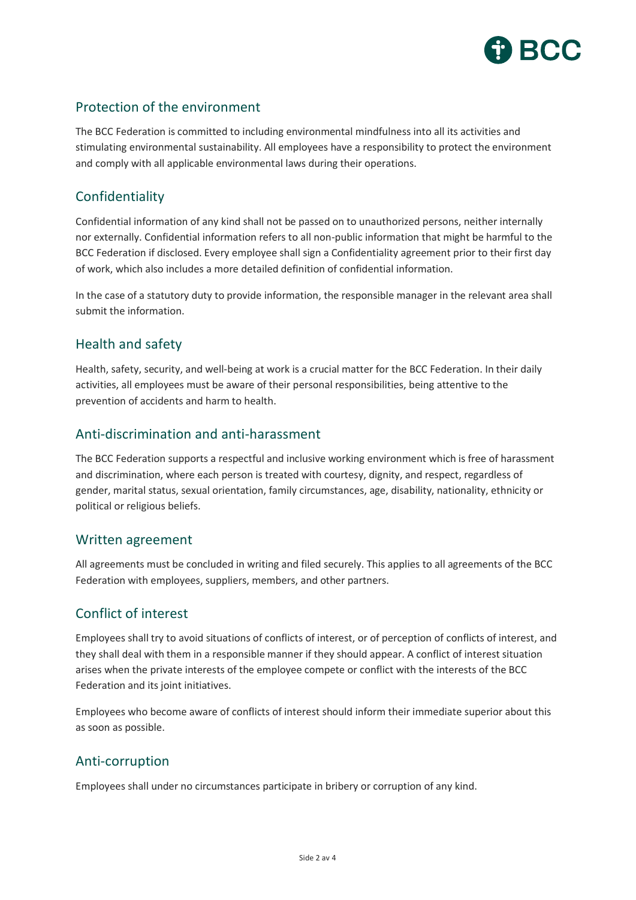## Protection of the environment

The BCC Federation is committed to including environmental mindfulness into all its activities and stimulating environmental sustainability. All employees have a responsibility to protect the environment and comply with all applicable environmental laws during their operations.

## Confidentiality

Confidential information of any kind shall not be passed on to unauthorized persons, neither internally nor externally. Confidential information refers to all non-public information that might be harmful to the BCC Federation if disclosed. Every employee shall sign a Confidentiality agreement prior to their first day of work, which also includes a more detailed definition of confidential information.

In the case of a statutory duty to provide information, the responsible manager in the relevant area shall submit the information.

## Health and safety

Health, safety, security, and well-being at work is a crucial matter for the BCC Federation. In their daily activities, all employees must be aware of their personal responsibilities, being attentive to the prevention of accidents and harm to health.

## Anti-discrimination and anti-harassment

The BCC Federation supports a respectful and inclusive working environment which is free of harassment and discrimination, where each person is treated with courtesy, dignity, and respect, regardless of gender, marital status, sexual orientation, family circumstances, age, disability, nationality, ethnicity or political or religious beliefs.

## Written agreement

All agreements must be concluded in writing and filed securely. This applies to all agreements of the BCC Federation with employees, suppliers, members, and other partners.

## Conflict of interest

Employees shall try to avoid situations of conflicts of interest, or of perception of conflicts of interest, and they shall deal with them in a responsible manner if they should appear. A conflict of interest situation arises when the private interests of the employee compete or conflict with the interests of the BCC Federation and its joint initiatives.

Employees who become aware of conflicts of interest should inform their immediate superior about this as soon as possible.

## Anti-corruption

Employees shall under no circumstances participate in bribery or corruption of any kind.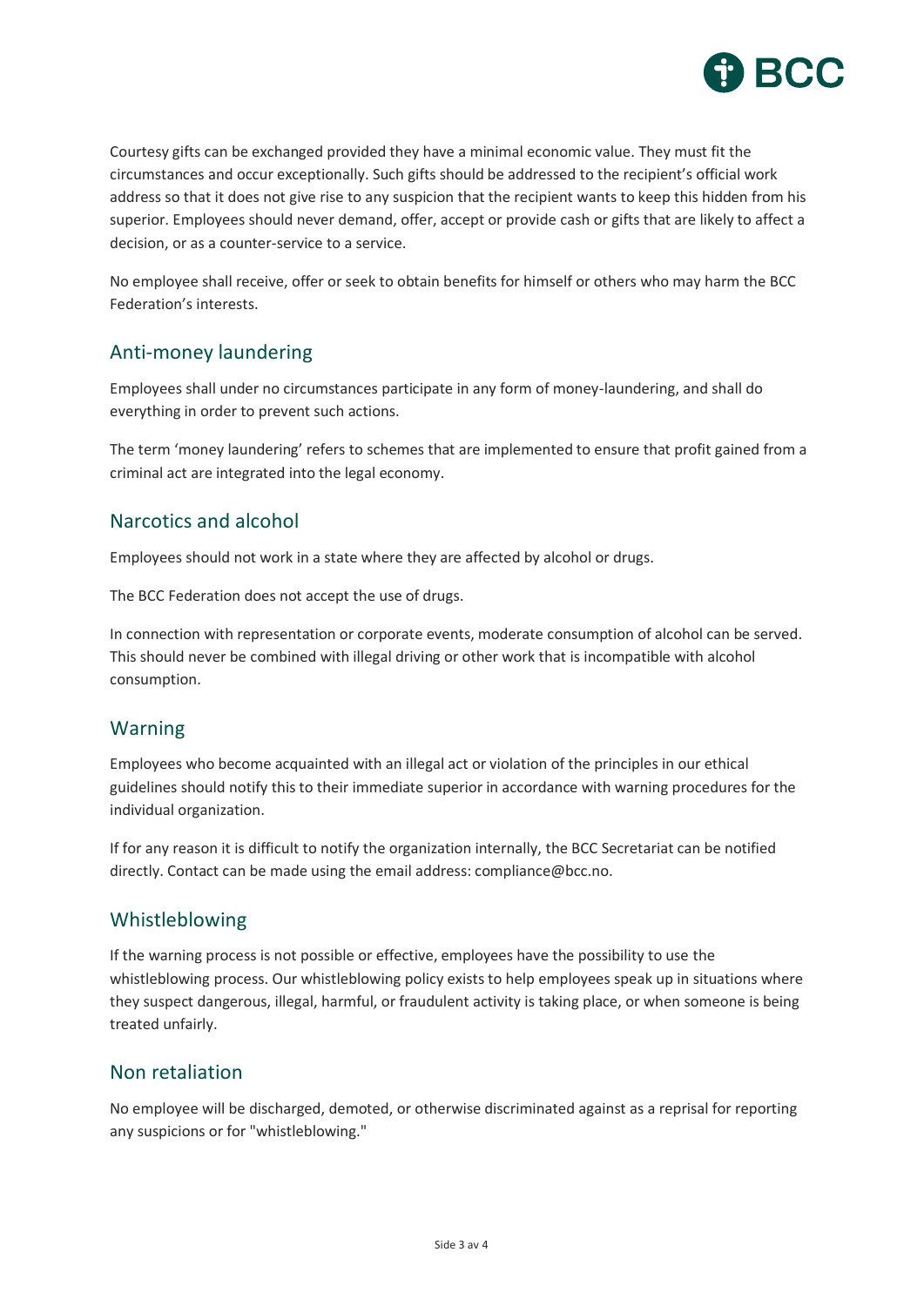Courtesy gifts can be exchanged provided they have a minimal economic value. They must fit the circumstances and occur exceptionally. Such gifts should be addressed to the recipient's official work address so that it does not give rise to any suspicion that the recipient wants to keep this hidden from his superior. Employees should never demand, offer, accept or provide cash or gifts that are likely to affect a decision, or as a counter-service to a service.

No employee shall receive, offer or seek to obtain benefits for himself or others who may harm the BCC Federation's interests.

## Anti-money laundering

Employees shall under no circumstances participate in any form of money-laundering, and shall do everything in order to prevent such actions.

The term 'money laundering' refers to schemes that are implemented to ensure that profit gained from a criminal act are integrated into the legal economy.

## Narcotics and alcohol

Employees should not work in a state where they are affected by alcohol or drugs.

The BCC Federation does not accept the use of drugs.

In connection with representation or corporate events, moderate consumption of alcohol can be served. This should never be combined with illegal driving or other work that is incompatible with alcohol consumption.

## Warning

Employees who become acquainted with an illegal act or violation of the principles in our ethical guidelines should notify this to their immediate superior in accordance with warning procedures for the individual organization.

If for any reason it is difficult to notify the organization internally, the BCC Secretariat can be notified directly. Contact can be made using the email address: compliance@bcc.no.

## Whistleblowing

If the warning process is not possible or effective, employees have the possibility to use the whistleblowing process. Our whistleblowing policy exists to help employees speak up in situations where they suspect dangerous, illegal, harmful, or fraudulent activity is taking place, or when someone is being treated unfairly.

## Non retaliation

No employee will be discharged, demoted, or otherwise discriminated against as a reprisal for reporting any suspicions or for "whistleblowing."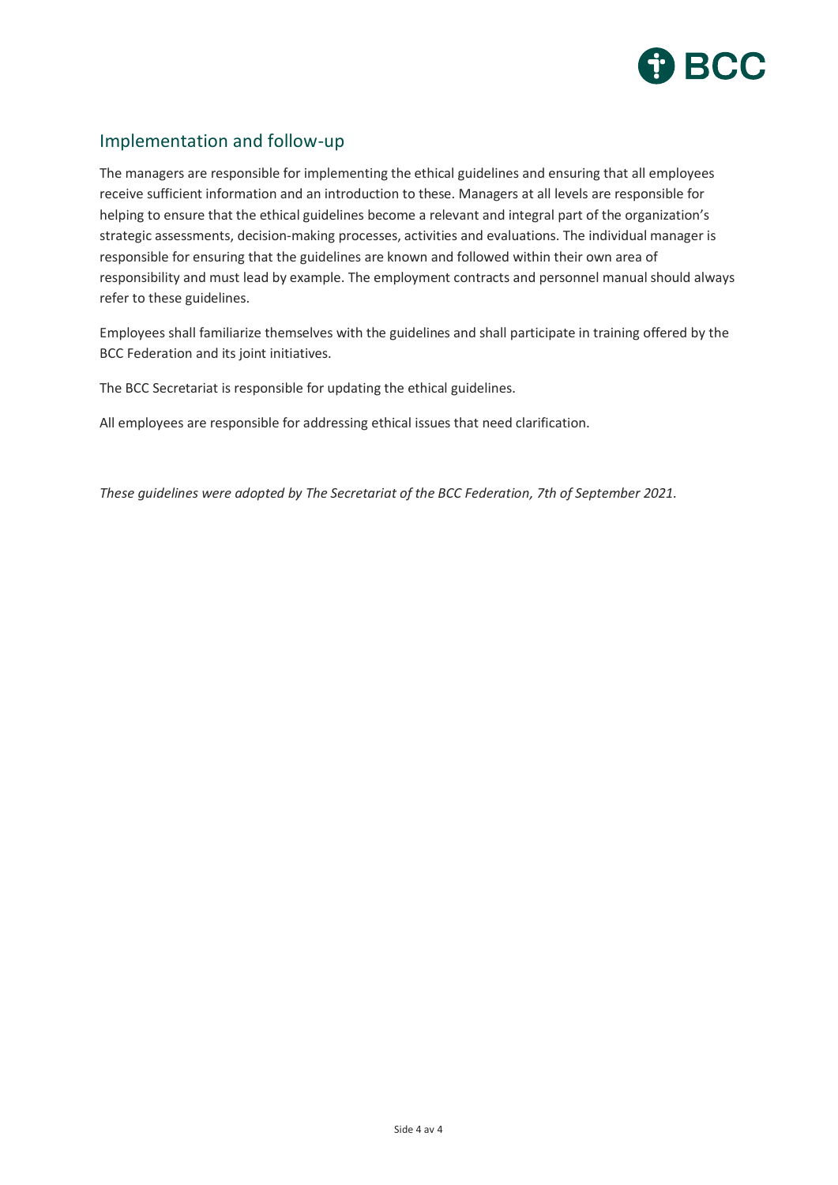## Implementation and follow-up

The managers are responsible for implementing the ethical guidelines and ensuring that all employees receive sufficient information and an introduction to these. Managers at all levels are responsible for helping to ensure that the ethical guidelines become a relevant and integral part of the organization's strategic assessments, decision-making processes, activities and evaluations. The individual manager is responsible for ensuring that the guidelines are known and followed within their own area of responsibility and must lead by example. The employment contracts and personnel manual should always refer to these guidelines.

Employees shall familiarize themselves with the guidelines and shall participate in training offered by the BCC Federation and its joint initiatives.

The BCC Secretariat is responsible for updating the ethical guidelines.

All employees are responsible for addressing ethical issues that need clarification.

*These guidelines were adopted by The Secretariat of the BCC Federation, 7th of September 2021.*